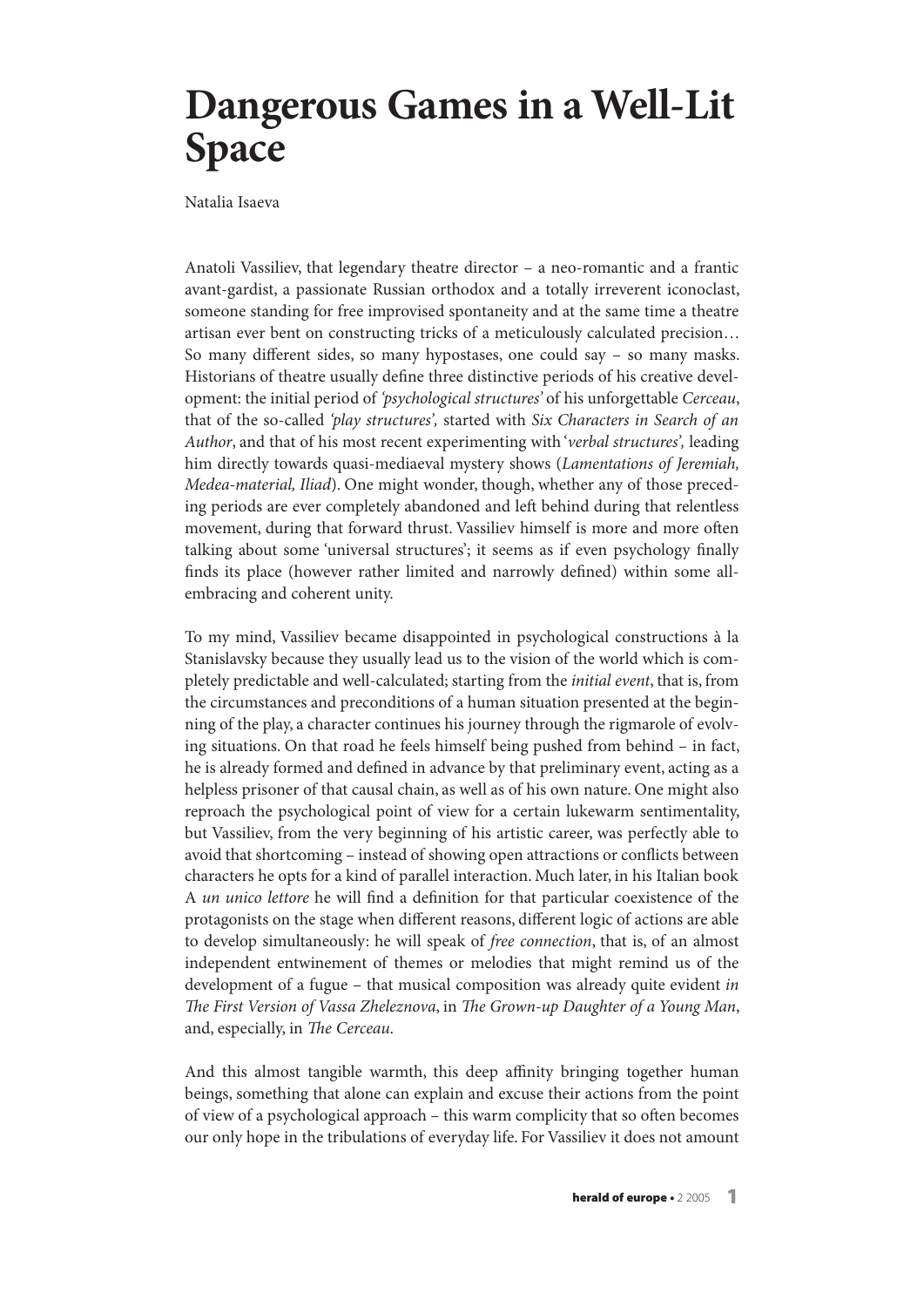# Dangerous Games in a Well-Lit Space

Natalia Isaeva

Anatoli Vassiliev, that legendary theatre director – a neo-romantic and a frantic avant-gardist, a passionate Russian orthodox and a totally irreverent iconoclast, someone standing for free improvised spontaneity and at the same time a theatre artisan ever bent on constructing tricks of a meticulously calculated precision… So many different sides, so many hypostases, one could say – so many masks. Historians of theatre usually define three distinctive periods of his creative development: the initial period of *'psychological structures'* of his unforgettable *Cerceau*, that of the so-called *'play structures',* started with *Six Characters in Search of an Author*, and that of his most recent experimenting with '*verbal structures',* leading him directly towards quasi-mediaeval mystery shows (*Lamentations of Jeremiah, Medea-material, Iliad*). One might wonder, though, whether any of those preceding periods are ever completely abandoned and left behind during that relentless movement, during that forward thrust. Vassiliev himself is more and more often talking about some 'universal structures'; it seems as if even psychology finally finds its place (however rather limited and narrowly defined) within some all-embracing and coherent unity.

To my mind, Vassiliev became disappointed in psychological constructions à la Stanislavsky because they usually lead us to the vision of the world which is completely predictable and well-calculated; starting from the *initial event*, that is, from the circumstances and preconditions of a human situation presented at the beginning of the play, a character continues his journey through the rigmarole of evolving situations. On that road he feels himself being pushed from behind – in fact, he is already formed and defined in advance by that preliminary event, acting as a helpless prisoner of that causal chain, as well as of his own nature. One might also reproach the psychological point of view for a certain lukewarm sentimentality, but Vassiliev, from the very beginning of his artistic career, was perfectly able to avoid that shortcoming – instead of showing open attractions or conflicts between characters he opts for a kind of parallel interaction. Much later, in his Italian book A *un unico lettore* he will find a definition for that particular coexistence of the protagonists on the stage when different reasons, different logic of actions are able to develop simultaneously: he will speak of *free connection*, that is, of an almost independent entwinement of themes or melodies that might remind us of the development of a fugue – that musical composition was already quite evident *in The First Version of Vassa Zheleznova*, in *The Grown-up Daughter of a Young Man*, and, especially, in *The Cerceau*.

And this almost tangible warmth, this deep affinity bringing together human beings, something that alone can explain and excuse their actions from the point of view of a psychological approach – this warm complicity that so often becomes our only hope in the tribulations of everyday life. For Vassiliev it does not amount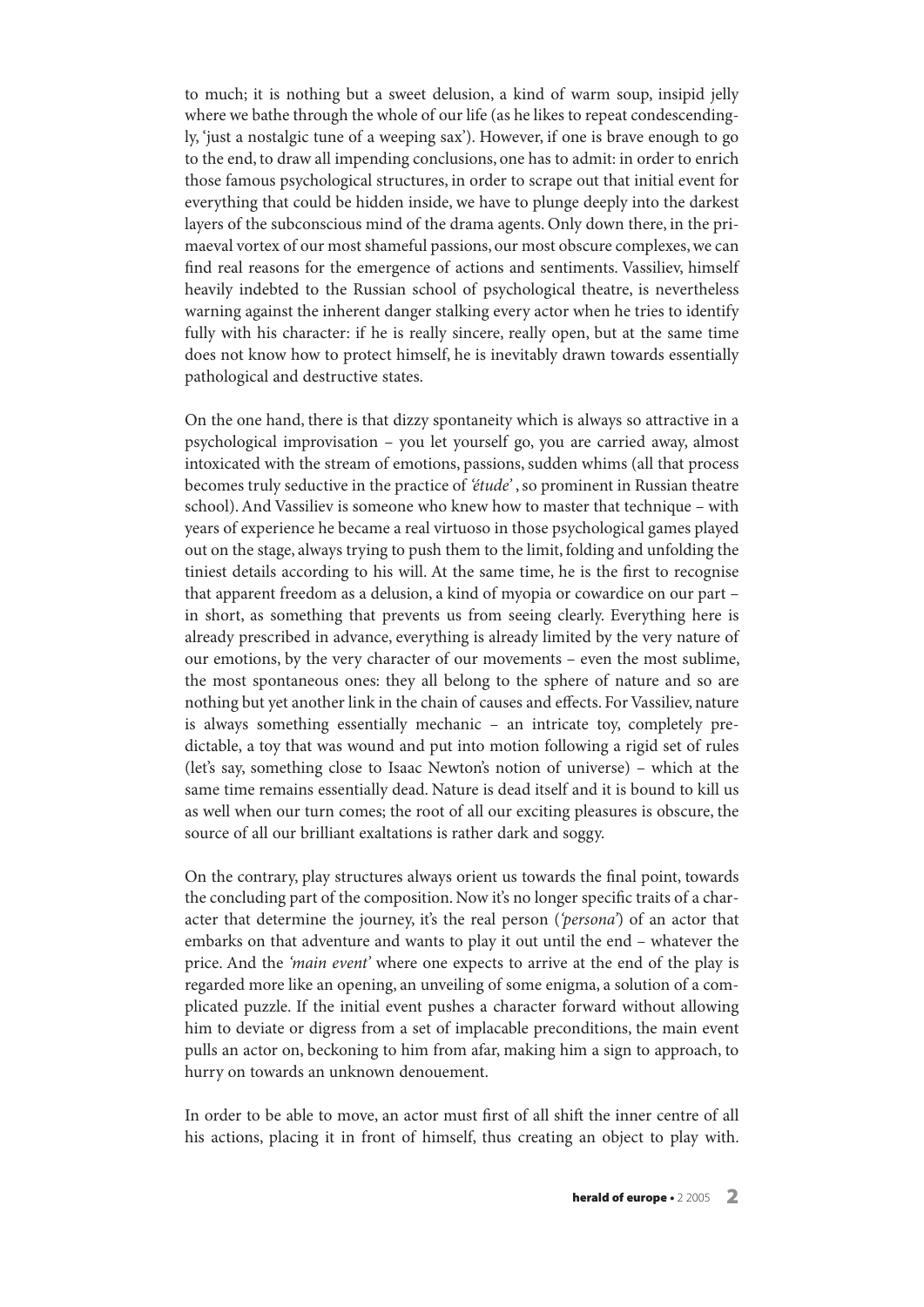to much; it is nothing but a sweet delusion, a kind of warm soup, insipid jelly where we bathe through the whole of our life (as he likes to repeat condescendingly, 'just a nostalgic tune of a weeping sax'). However, if one is brave enough to go to the end, to draw all impending conclusions, one has to admit: in order to enrich those famous psychological structures, in order to scrape out that initial event for everything that could be hidden inside, we have to plunge deeply into the darkest layers of the subconscious mind of the drama agents. Only down there, in the primaeval vortex of our most shameful passions, our most obscure complexes, we can find real reasons for the emergence of actions and sentiments. Vassiliev, himself heavily indebted to the Russian school of psychological theatre, is nevertheless warning against the inherent danger stalking every actor when he tries to identify fully with his character: if he is really sincere, really open, but at the same time does not know how to protect himself, he is inevitably drawn towards essentially pathological and destructive states.

On the one hand, there is that dizzy spontaneity which is always so attractive in a psychological improvisation – you let yourself go, you are carried away, almost intoxicated with the stream of emotions, passions, sudden whims (all that process becomes truly seductive in the practice of *'étude'*, so prominent in Russian theatre school). And Vassiliev is someone who knew how to master that technique – with years of experience he became a real virtuoso in those psychological games played out on the stage, always trying to push them to the limit, folding and unfolding the tiniest details according to his will. At the same time, he is the first to recognise that apparent freedom as a delusion, a kind of myopia or cowardice on our part – in short, as something that prevents us from seeing clearly. Everything here is already prescribed in advance, everything is already limited by the very nature of our emotions, by the very character of our movements – even the most sublime, the most spontaneous ones: they all belong to the sphere of nature and so are nothing but yet another link in the chain of causes and effects. For Vassiliev, nature is always something essentially mechanic – an intricate toy, completely predictable, a toy that was wound and put into motion following a rigid set of rules (let's say, something close to Isaac Newton's notion of universe) – which at the same time remains essentially dead. Nature is dead itself and it is bound to kill us as well when our turn comes; the root of all our exciting pleasures is obscure, the source of all our brilliant exaltations is rather dark and soggy.

On the contrary, play structures always orient us towards the final point, towards the concluding part of the composition. Now it's no longer specific traits of a character that determine the journey, it's the real person (*'persona'*) of an actor that embarks on that adventure and wants to play it out until the end – whatever the price. And the *'main event'* where one expects to arrive at the end of the play is regarded more like an opening, an unveiling of some enigma, a solution of a complicated puzzle. If the initial event pushes a character forward without allowing him to deviate or digress from a set of implacable preconditions, the main event pulls an actor on, beckoning to him from afar, making him a sign to approach, to hurry on towards an unknown denouement.

In order to be able to move, an actor must first of all shift the inner centre of all his actions, placing it in front of himself, thus creating an object to play with.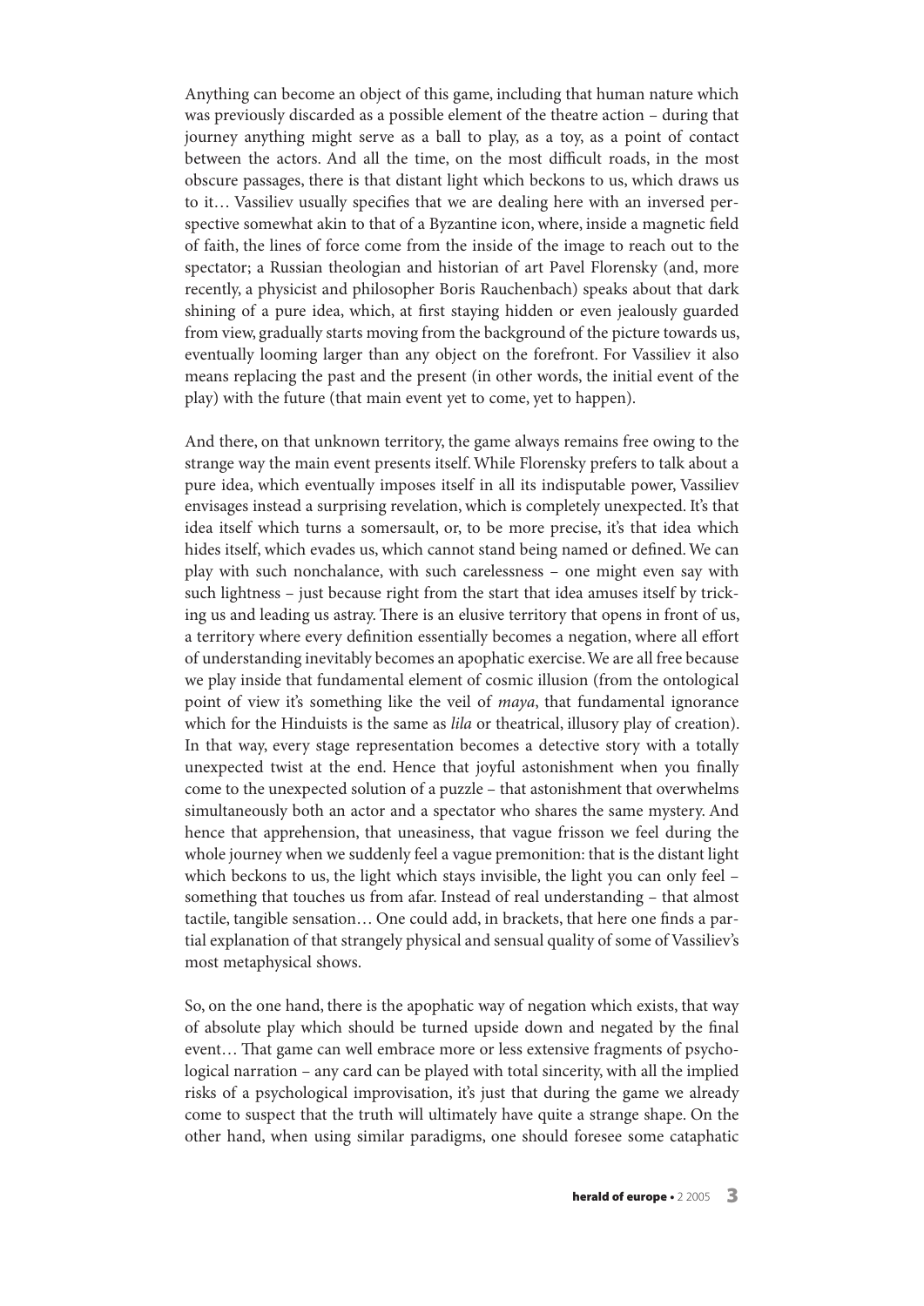Anything can become an object of this game, including that human nature which was previously discarded as a possible element of the theatre action – during that journey anything might serve as a ball to play, as a toy, as a point of contact between the actors. And all the time, on the most difficult roads, in the most obscure passages, there is that distant light which beckons to us, which draws us to it… Vassiliev usually specifies that we are dealing here with an inversed perspective somewhat akin to that of a Byzantine icon, where, inside a magnetic field of faith, the lines of force come from the inside of the image to reach out to the spectator; a Russian theologian and historian of art Pavel Florensky (and, more recently, a physicist and philosopher Boris Rauchenbach) speaks about that dark shining of a pure idea, which, at first staying hidden or even jealously guarded from view, gradually starts moving from the background of the picture towards us, eventually looming larger than any object on the forefront. For Vassiliev it also means replacing the past and the present (in other words, the initial event of the play) with the future (that main event yet to come, yet to happen).

And there, on that unknown territory, the game always remains free owing to the strange way the main event presents itself. While Florensky prefers to talk about a pure idea, which eventually imposes itself in all its indisputable power, Vassiliev envisages instead a surprising revelation, which is completely unexpected. It's that idea itself which turns a somersault, or, to be more precise, it's that idea which hides itself, which evades us, which cannot stand being named or defined. We can play with such nonchalance, with such carelessness – one might even say with such lightness – just because right from the start that idea amuses itself by tricking us and leading us astray. There is an elusive territory that opens in front of us, a territory where every definition essentially becomes a negation, where all effort of understanding inevitably becomes an apophatic exercise. We are all free because we play inside that fundamental element of cosmic illusion (from the ontological point of view it's something like the veil of *maya*, that fundamental ignorance which for the Hinduists is the same as *lila* or theatrical, illusory play of creation). In that way, every stage representation becomes a detective story with a totally unexpected twist at the end. Hence that joyful astonishment when you finally come to the unexpected solution of a puzzle – that astonishment that overwhelms simultaneously both an actor and a spectator who shares the same mystery. And hence that apprehension, that uneasiness, that vague frisson we feel during the whole journey when we suddenly feel a vague premonition: that is the distant light which beckons to us, the light which stays invisible, the light you can only feel – something that touches us from afar. Instead of real understanding – that almost tactile, tangible sensation… One could add, in brackets, that here one finds a partial explanation of that strangely physical and sensual quality of some of Vassiliev's most metaphysical shows.

So, on the one hand, there is the apophatic way of negation which exists, that way of absolute play which should be turned upside down and negated by the final event… That game can well embrace more or less extensive fragments of psychological narration – any card can be played with total sincerity, with all the implied risks of a psychological improvisation, it's just that during the game we already come to suspect that the truth will ultimately have quite a strange shape. On the other hand, when using similar paradigms, one should foresee some cataphatic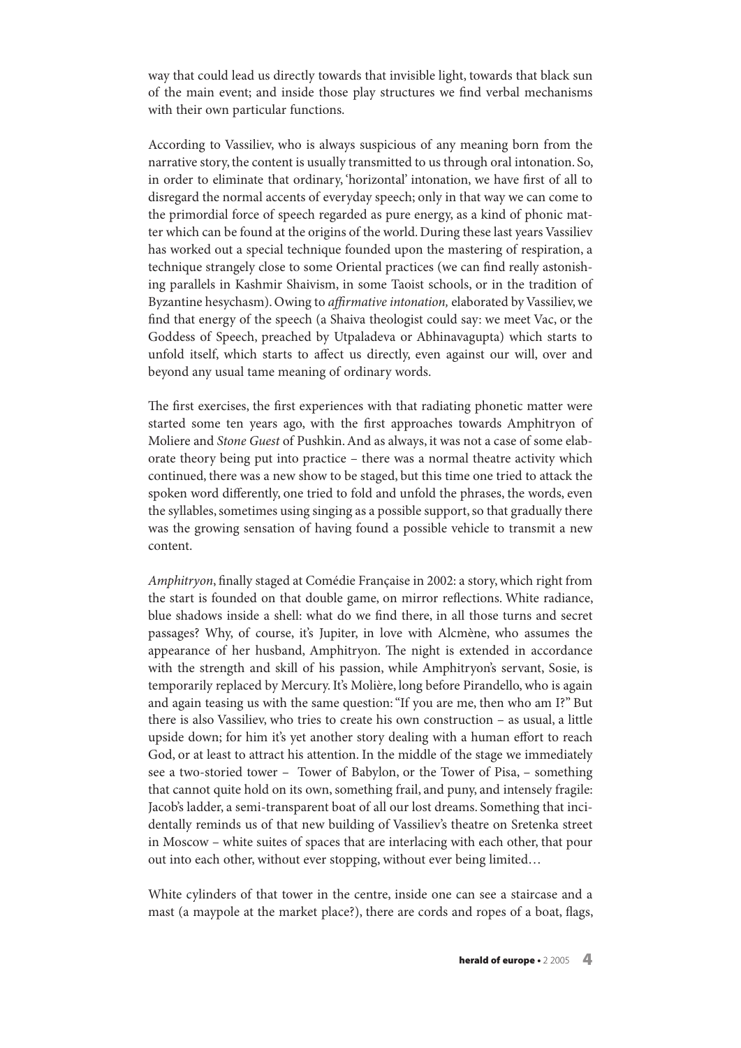way that could lead us directly towards that invisible light, towards that black sun of the main event; and inside those play structures we find verbal mechanisms with their own particular functions.

According to Vassiliev, who is always suspicious of any meaning born from the narrative story, the content is usually transmitted to us through oral intonation. So, in order to eliminate that ordinary, 'horizontal' intonation, we have first of all to disregard the normal accents of everyday speech; only in that way we can come to the primordial force of speech regarded as pure energy, as a kind of phonic matter which can be found at the origins of the world. During these last years Vassiliev has worked out a special technique founded upon the mastering of respiration, a technique strangely close to some Oriental practices (we can find really astonishing parallels in Kashmir Shaivism, in some Taoist schools, or in the tradition of Byzantine hesychasm). Owing to *affirmative intonation,* elaborated by Vassiliev, we find that energy of the speech (a Shaiva theologist could say: we meet Vac, or the Goddess of Speech, preached by Utpaladeva or Abhinavagupta) which starts to unfold itself, which starts to affect us directly, even against our will, over and beyond any usual tame meaning of ordinary words.

The first exercises, the first experiences with that radiating phonetic matter were started some ten years ago, with the first approaches towards Amphitryon of Moliere and *Stone Guest* of Pushkin. And as always, it was not a case of some elaborate theory being put into practice – there was a normal theatre activity which continued, there was a new show to be staged, but this time one tried to attack the spoken word differently, one tried to fold and unfold the phrases, the words, even the syllables, sometimes using singing as a possible support, so that gradually there was the growing sensation of having found a possible vehicle to transmit a new content.

*Amphitryon*, finally staged at Comédie Française in 2002: a story, which right from the start is founded on that double game, on mirror reflections. White radiance, blue shadows inside a shell: what do we find there, in all those turns and secret passages? Why, of course, it's Jupiter, in love with Alcmène, who assumes the appearance of her husband, Amphitryon. The night is extended in accordance with the strength and skill of his passion, while Amphitryon's servant, Sosie, is temporarily replaced by Mercury. It's Molière, long before Pirandello, who is again and again teasing us with the same question: "If you are me, then who am I?" But there is also Vassiliev, who tries to create his own construction – as usual, a little upside down; for him it's yet another story dealing with a human effort to reach God, or at least to attract his attention. In the middle of the stage we immediately see a two-storied tower – Tower of Babylon, or the Tower of Pisa, – something that cannot quite hold on its own, something frail, and puny, and intensely fragile: Jacob's ladder, a semi-transparent boat of all our lost dreams. Something that incidentally reminds us of that new building of Vassiliev's theatre on Sretenka street in Moscow – white suites of spaces that are interlacing with each other, that pour out into each other, without ever stopping, without ever being limited…

White cylinders of that tower in the centre, inside one can see a staircase and a mast (a maypole at the market place?), there are cords and ropes of a boat, flags,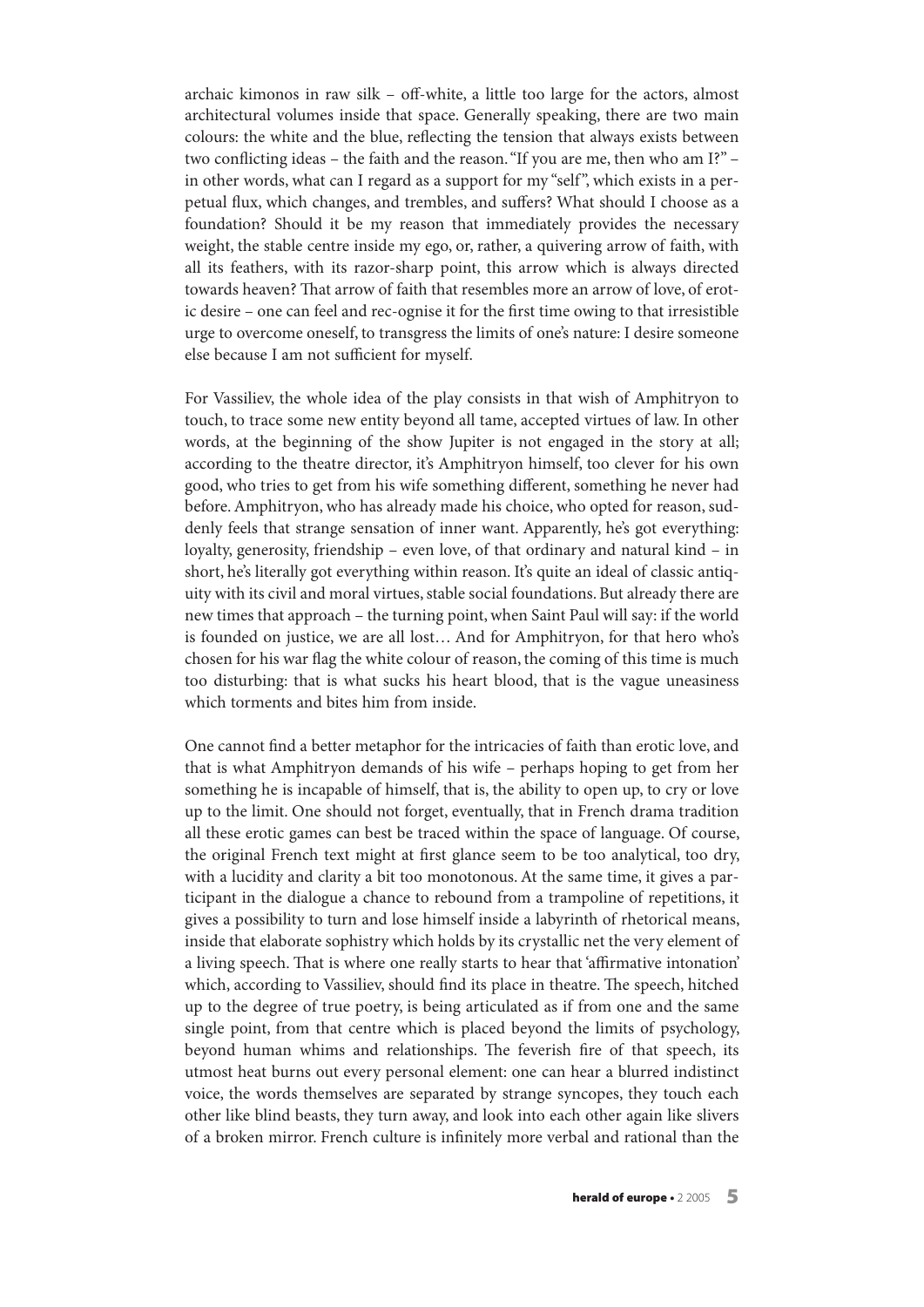archaic kimonos in raw silk – off-white, a little too large for the actors, almost architectural volumes inside that space. Generally speaking, there are two main colours: the white and the blue, reflecting the tension that always exists between two conflicting ideas – the faith and the reason. "If you are me, then who am I?" – in other words, what can I regard as a support for my "self", which exists in a perpetual flux, which changes, and trembles, and suffers? What should I choose as a foundation? Should it be my reason that immediately provides the necessary weight, the stable centre inside my ego, or, rather, a quivering arrow of faith, with all its feathers, with its razor-sharp point, this arrow which is always directed towards heaven? That arrow of faith that resembles more an arrow of love, of erotic desire – one can feel and rec-ognise it for the first time owing to that irresistible urge to overcome oneself, to transgress the limits of one's nature: I desire someone else because I am not sufficient for myself.

For Vassiliev, the whole idea of the play consists in that wish of Amphitryon to touch, to trace some new entity beyond all tame, accepted virtues of law. In other words, at the beginning of the show Jupiter is not engaged in the story at all; according to the theatre director, it's Amphitryon himself, too clever for his own good, who tries to get from his wife something different, something he never had before. Amphitryon, who has already made his choice, who opted for reason, suddenly feels that strange sensation of inner want. Apparently, he's got everything: loyalty, generosity, friendship – even love, of that ordinary and natural kind – in short, he's literally got everything within reason. It's quite an ideal of classic antiquity with its civil and moral virtues, stable social foundations. But already there are new times that approach – the turning point, when Saint Paul will say: if the world is founded on justice, we are all lost… And for Amphitryon, for that hero who's chosen for his war flag the white colour of reason, the coming of this time is much too disturbing: that is what sucks his heart blood, that is the vague uneasiness which torments and bites him from inside.

One cannot find a better metaphor for the intricacies of faith than erotic love, and that is what Amphitryon demands of his wife – perhaps hoping to get from her something he is incapable of himself, that is, the ability to open up, to cry or love up to the limit. One should not forget, eventually, that in French drama tradition all these erotic games can best be traced within the space of language. Of course, the original French text might at first glance seem to be too analytical, too dry, with a lucidity and clarity a bit too monotonous. At the same time, it gives a participant in the dialogue a chance to rebound from a trampoline of repetitions, it gives a possibility to turn and lose himself inside a labyrinth of rhetorical means, inside that elaborate sophistry which holds by its crystallic net the very element of a living speech. That is where one really starts to hear that 'affirmative intonation' which, according to Vassiliev, should find its place in theatre. The speech, hitched up to the degree of true poetry, is being articulated as if from one and the same single point, from that centre which is placed beyond the limits of psychology, beyond human whims and relationships. The feverish fire of that speech, its utmost heat burns out every personal element: one can hear a blurred indistinct voice, the words themselves are separated by strange syncopes, they touch each other like blind beasts, they turn away, and look into each other again like slivers of a broken mirror. French culture is infinitely more verbal and rational than the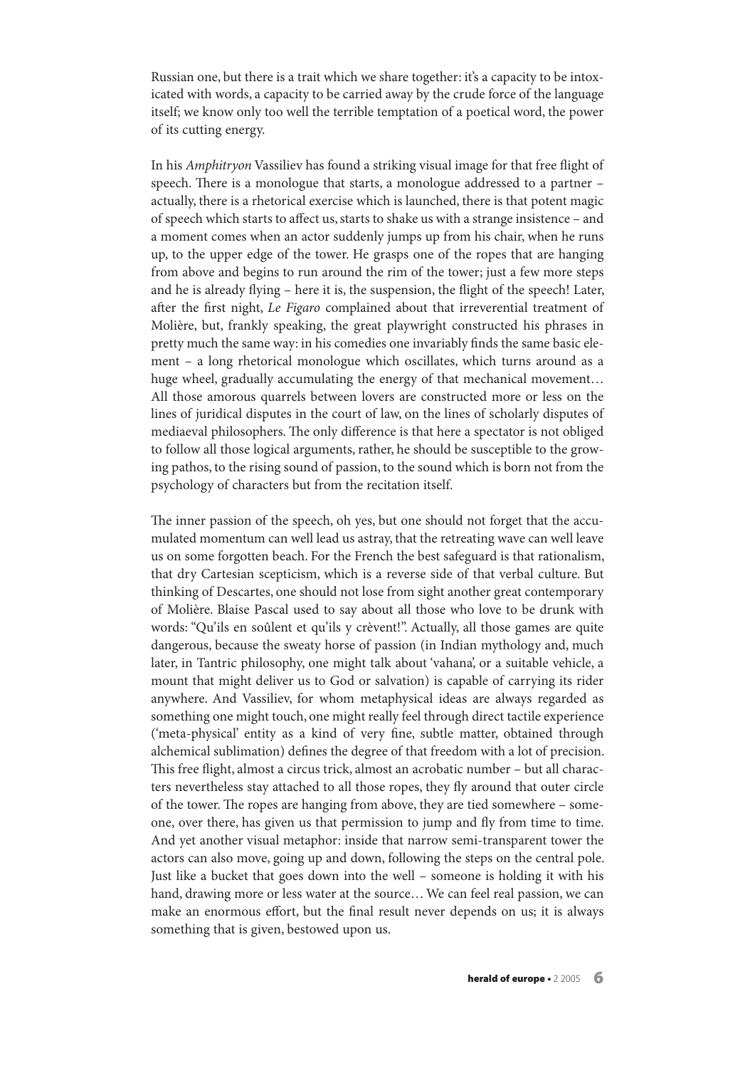Russian one, but there is a trait which we share together: it's a capacity to be intoxicated with words, a capacity to be carried away by the crude force of the language itself; we know only too well the terrible temptation of a poetical word, the power of its cutting energy.

In his *Amphitryon* Vassiliev has found a striking visual image for that free flight of speech. There is a monologue that starts, a monologue addressed to a partner – actually, there is a rhetorical exercise which is launched, there is that potent magic of speech which starts to affect us, starts to shake us with a strange insistence – and a moment comes when an actor suddenly jumps up from his chair, when he runs up, to the upper edge of the tower. He grasps one of the ropes that are hanging from above and begins to run around the rim of the tower; just a few more steps and he is already flying – here it is, the suspension, the flight of the speech! Later, after the first night, *Le Figaro* complained about that irreverential treatment of Molière, but, frankly speaking, the great playwright constructed his phrases in pretty much the same way: in his comedies one invariably finds the same basic element – a long rhetorical monologue which oscillates, which turns around as a huge wheel, gradually accumulating the energy of that mechanical movement… All those amorous quarrels between lovers are constructed more or less on the lines of juridical disputes in the court of law, on the lines of scholarly disputes of mediaeval philosophers. The only difference is that here a spectator is not obliged to follow all those logical arguments, rather, he should be susceptible to the growing pathos, to the rising sound of passion, to the sound which is born not from the psychology of characters but from the recitation itself.

The inner passion of the speech, oh yes, but one should not forget that the accumulated momentum can well lead us astray, that the retreating wave can well leave us on some forgotten beach. For the French the best safeguard is that rationalism, that dry Cartesian scepticism, which is a reverse side of that verbal culture. But thinking of Descartes, one should not lose from sight another great contemporary of Molière. Blaise Pascal used to say about all those who love to be drunk with words: "Qu'ils en soûlent et qu'ils y crèvent!". Actually, all those games are quite dangerous, because the sweaty horse of passion (in Indian mythology and, much later, in Tantric philosophy, one might talk about 'vahana', or a suitable vehicle, a mount that might deliver us to God or salvation) is capable of carrying its rider anywhere. And Vassiliev, for whom metaphysical ideas are always regarded as something one might touch, one might really feel through direct tactile experience ('meta-physical' entity as a kind of very fine, subtle matter, obtained through alchemical sublimation) defines the degree of that freedom with a lot of precision. This free flight, almost a circus trick, almost an acrobatic number – but all characters nevertheless stay attached to all those ropes, they fly around that outer circle of the tower. The ropes are hanging from above, they are tied somewhere – someone, over there, has given us that permission to jump and fly from time to time. And yet another visual metaphor: inside that narrow semi-transparent tower the actors can also move, going up and down, following the steps on the central pole. Just like a bucket that goes down into the well – someone is holding it with his hand, drawing more or less water at the source… We can feel real passion, we can make an enormous effort, but the final result never depends on us; it is always something that is given, bestowed upon us.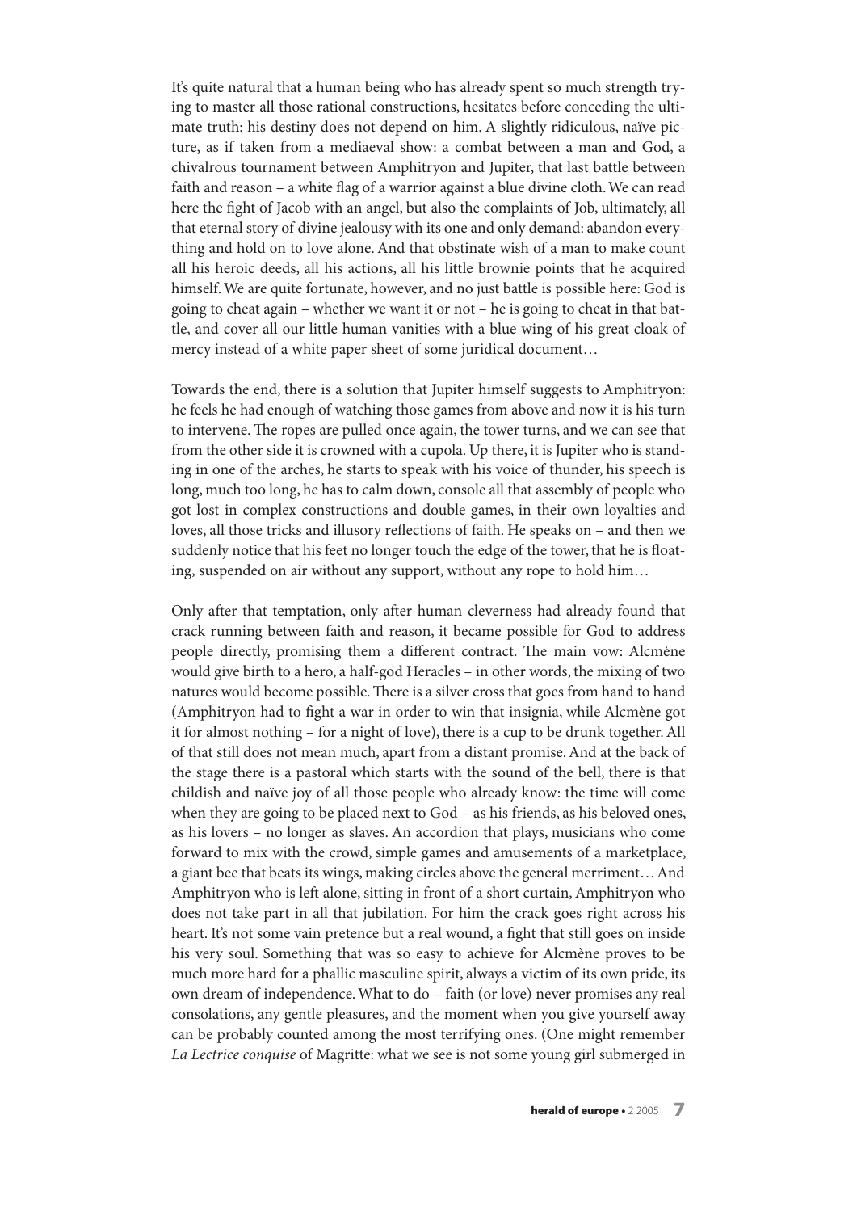It's quite natural that a human being who has already spent so much strength trying to master all those rational constructions, hesitates before conceding the ultimate truth: his destiny does not depend on him. A slightly ridiculous, naïve picture, as if taken from a mediaeval show: a combat between a man and God, a chivalrous tournament between Amphitryon and Jupiter, that last battle between faith and reason – a white flag of a warrior against a blue divine cloth. We can read here the fight of Jacob with an angel, but also the complaints of Job, ultimately, all that eternal story of divine jealousy with its one and only demand: abandon everything and hold on to love alone. And that obstinate wish of a man to make count all his heroic deeds, all his actions, all his little brownie points that he acquired himself. We are quite fortunate, however, and no just battle is possible here: God is going to cheat again – whether we want it or not – he is going to cheat in that battle, and cover all our little human vanities with a blue wing of his great cloak of mercy instead of a white paper sheet of some juridical document…

Towards the end, there is a solution that Jupiter himself suggests to Amphitryon: he feels he had enough of watching those games from above and now it is his turn to intervene. The ropes are pulled once again, the tower turns, and we can see that from the other side it is crowned with a cupola. Up there, it is Jupiter who is standing in one of the arches, he starts to speak with his voice of thunder, his speech is long, much too long, he has to calm down, console all that assembly of people who got lost in complex constructions and double games, in their own loyalties and loves, all those tricks and illusory reflections of faith. He speaks on – and then we suddenly notice that his feet no longer touch the edge of the tower, that he is floating, suspended on air without any support, without any rope to hold him…

Only after that temptation, only after human cleverness had already found that crack running between faith and reason, it became possible for God to address people directly, promising them a different contract. The main vow: Alcmène would give birth to a hero, a half-god Heracles – in other words, the mixing of two natures would become possible. There is a silver cross that goes from hand to hand (Amphitryon had to fight a war in order to win that insignia, while Alcmène got it for almost nothing – for a night of love), there is a cup to be drunk together. All of that still does not mean much, apart from a distant promise. And at the back of the stage there is a pastoral which starts with the sound of the bell, there is that childish and naïve joy of all those people who already know: the time will come when they are going to be placed next to God – as his friends, as his beloved ones, as his lovers – no longer as slaves. An accordion that plays, musicians who come forward to mix with the crowd, simple games and amusements of a marketplace, a giant bee that beats its wings, making circles above the general merriment… And Amphitryon who is left alone, sitting in front of a short curtain, Amphitryon who does not take part in all that jubilation. For him the crack goes right across his heart. It's not some vain pretence but a real wound, a fight that still goes on inside his very soul. Something that was so easy to achieve for Alcmène proves to be much more hard for a phallic masculine spirit, always a victim of its own pride, its own dream of independence. What to do – faith (or love) never promises any real consolations, any gentle pleasures, and the moment when you give yourself away can be probably counted among the most terrifying ones. (One might remember *La Lectrice conquise* of Magritte: what we see is not some young girl submerged in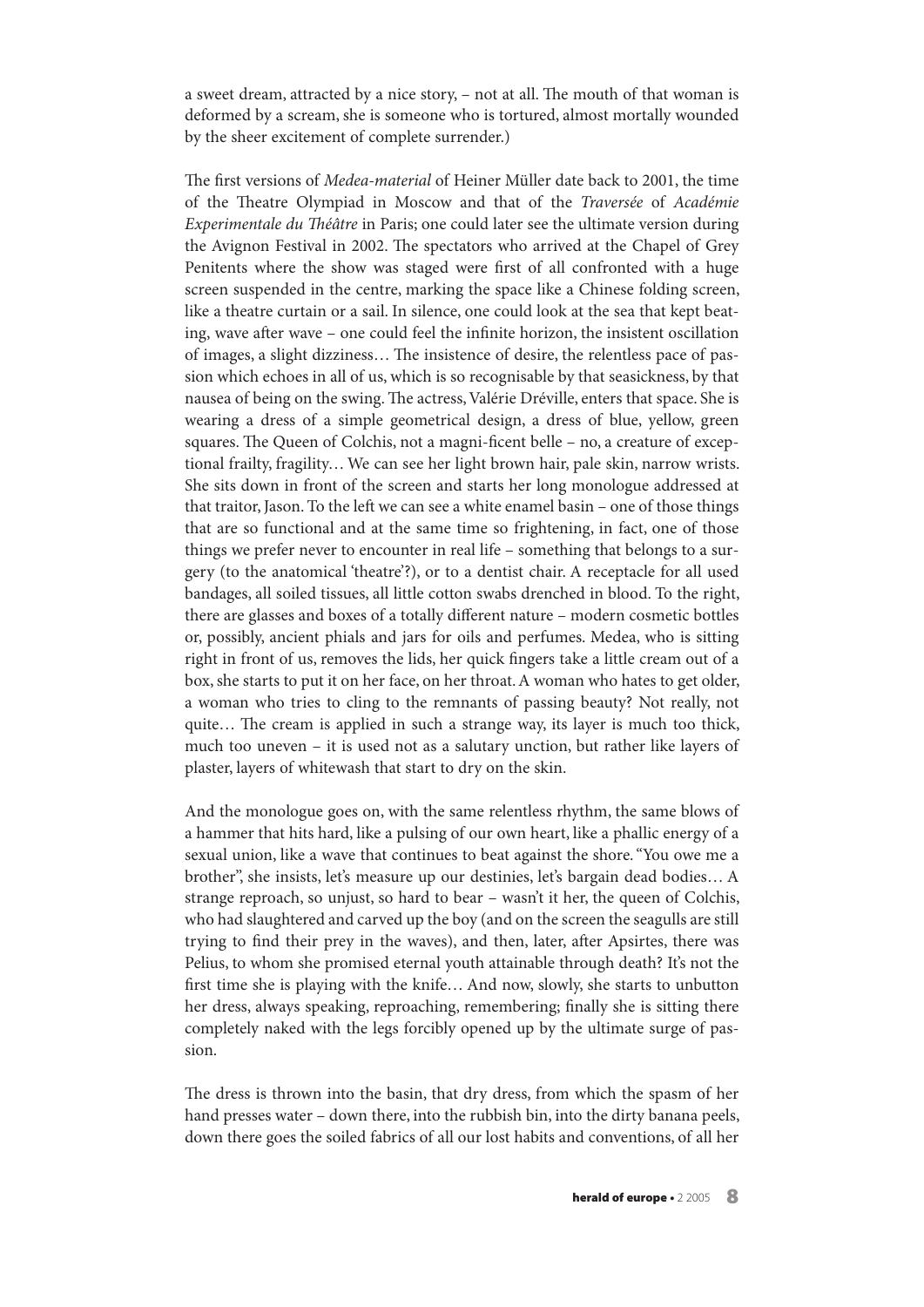a sweet dream, attracted by a nice story, – not at all. The mouth of that woman is deformed by a scream, she is someone who is tortured, almost mortally wounded by the sheer excitement of complete surrender.)

The first versions of *Medea-material* of Heiner Müller date back to 2001, the time of the Theatre Olympiad in Moscow and that of the *Traversée* of *Académie Experimentale du Théâtre* in Paris; one could later see the ultimate version during the Avignon Festival in 2002. The spectators who arrived at the Chapel of Grey Penitents where the show was staged were first of all confronted with a huge screen suspended in the centre, marking the space like a Chinese folding screen, like a theatre curtain or a sail. In silence, one could look at the sea that kept beating, wave after wave – one could feel the infinite horizon, the insistent oscillation of images, a slight dizziness… The insistence of desire, the relentless pace of passion which echoes in all of us, which is so recognisable by that seasickness, by that nausea of being on the swing. The actress, Valérie Dréville, enters that space. She is wearing a dress of a simple geometrical design, a dress of blue, yellow, green squares. The Queen of Colchis, not a magni-ficent belle – no, a creature of exceptional frailty, fragility… We can see her light brown hair, pale skin, narrow wrists. She sits down in front of the screen and starts her long monologue addressed at that traitor, Jason. To the left we can see a white enamel basin – one of those things that are so functional and at the same time so frightening, in fact, one of those things we prefer never to encounter in real life – something that belongs to a surgery (to the anatomical 'theatre'?), or to a dentist chair. A receptacle for all used bandages, all soiled tissues, all little cotton swabs drenched in blood. To the right, there are glasses and boxes of a totally different nature – modern cosmetic bottles or, possibly, ancient phials and jars for oils and perfumes. Medea, who is sitting right in front of us, removes the lids, her quick fingers take a little cream out of a box, she starts to put it on her face, on her throat. A woman who hates to get older, a woman who tries to cling to the remnants of passing beauty? Not really, not quite… The cream is applied in such a strange way, its layer is much too thick, much too uneven – it is used not as a salutary unction, but rather like layers of plaster, layers of whitewash that start to dry on the skin.

And the monologue goes on, with the same relentless rhythm, the same blows of a hammer that hits hard, like a pulsing of our own heart, like a phallic energy of a sexual union, like a wave that continues to beat against the shore. "You owe me a brother", she insists, let's measure up our destinies, let's bargain dead bodies… A strange reproach, so unjust, so hard to bear – wasn't it her, the queen of Colchis, who had slaughtered and carved up the boy (and on the screen the seagulls are still trying to find their prey in the waves), and then, later, after Apsirtes, there was Pelius, to whom she promised eternal youth attainable through death? It's not the first time she is playing with the knife… And now, slowly, she starts to unbutton her dress, always speaking, reproaching, remembering; finally she is sitting there completely naked with the legs forcibly opened up by the ultimate surge of passion.

The dress is thrown into the basin, that dry dress, from which the spasm of her hand presses water – down there, into the rubbish bin, into the dirty banana peels, down there goes the soiled fabrics of all our lost habits and conventions, of all her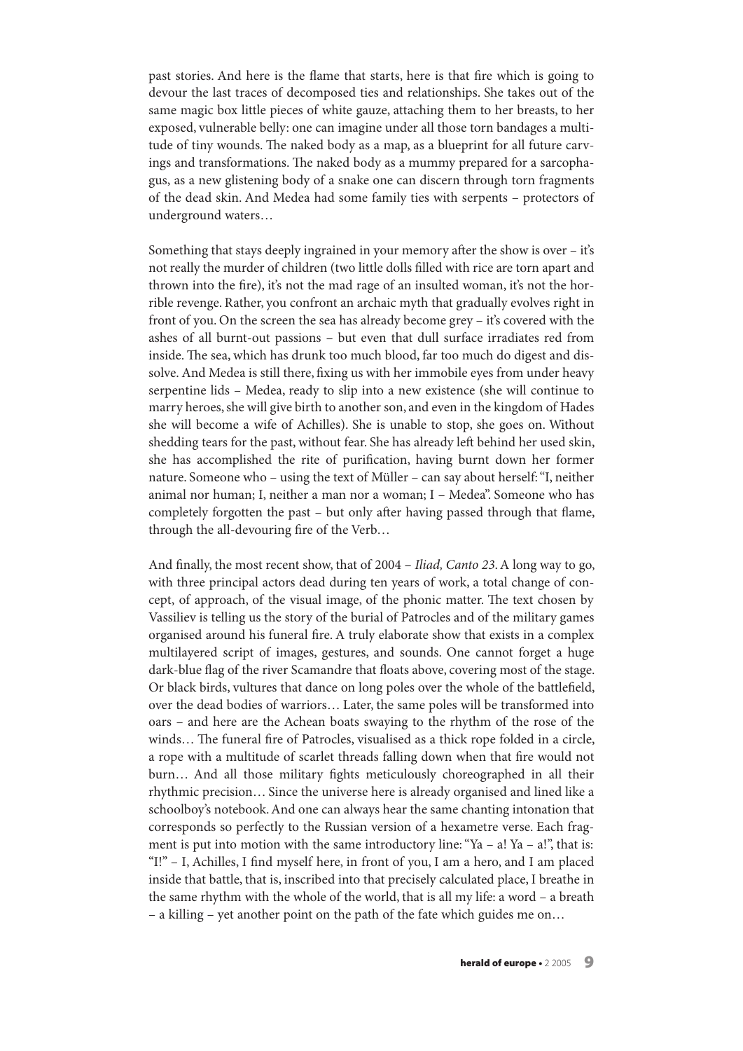past stories. And here is the flame that starts, here is that fire which is going to devour the last traces of decomposed ties and relationships. She takes out of the same magic box little pieces of white gauze, attaching them to her breasts, to her exposed, vulnerable belly: one can imagine under all those torn bandages a multitude of tiny wounds. The naked body as a map, as a blueprint for all future carvings and transformations. The naked body as a mummy prepared for a sarcophagus, as a new glistening body of a snake one can discern through torn fragments of the dead skin. And Medea had some family ties with serpents – protectors of underground waters…

Something that stays deeply ingrained in your memory after the show is over – it's not really the murder of children (two little dolls filled with rice are torn apart and thrown into the fire), it's not the mad rage of an insulted woman, it's not the horrible revenge. Rather, you confront an archaic myth that gradually evolves right in front of you. On the screen the sea has already become grey – it's covered with the ashes of all burnt-out passions – but even that dull surface irradiates red from inside. The sea, which has drunk too much blood, far too much do digest and dissolve. And Medea is still there, fixing us with her immobile eyes from under heavy serpentine lids – Medea, ready to slip into a new existence (she will continue to marry heroes, she will give birth to another son, and even in the kingdom of Hades she will become a wife of Achilles). She is unable to stop, she goes on. Without shedding tears for the past, without fear. She has already left behind her used skin, she has accomplished the rite of purification, having burnt down her former nature. Someone who – using the text of Müller – can say about herself: "I, neither animal nor human; I, neither a man nor a woman; I – Medea". Someone who has completely forgotten the past – but only after having passed through that flame, through the all-devouring fire of the Verb…

And finally, the most recent show, that of 2004 – *Iliad, Canto 23*. A long way to go, with three principal actors dead during ten years of work, a total change of concept, of approach, of the visual image, of the phonic matter. The text chosen by Vassiliev is telling us the story of the burial of Patrocles and of the military games organised around his funeral fire. A truly elaborate show that exists in a complex multilayered script of images, gestures, and sounds. One cannot forget a huge dark-blue flag of the river Scamandre that floats above, covering most of the stage. Or black birds, vultures that dance on long poles over the whole of the battlefield, over the dead bodies of warriors… Later, the same poles will be transformed into oars – and here are the Achean boats swaying to the rhythm of the rose of the winds… The funeral fire of Patrocles, visualised as a thick rope folded in a circle, a rope with a multitude of scarlet threads falling down when that fire would not burn… And all those military fights meticulously choreographed in all their rhythmic precision… Since the universe here is already organised and lined like a schoolboy's notebook. And one can always hear the same chanting intonation that corresponds so perfectly to the Russian version of a hexametre verse. Each fragment is put into motion with the same introductory line: "Ya – a! Ya – a!", that is: "I!" – I, Achilles, I find myself here, in front of you, I am a hero, and I am placed inside that battle, that is, inscribed into that precisely calculated place, I breathe in the same rhythm with the whole of the world, that is all my life: a word – a breath – a killing – yet another point on the path of the fate which guides me on…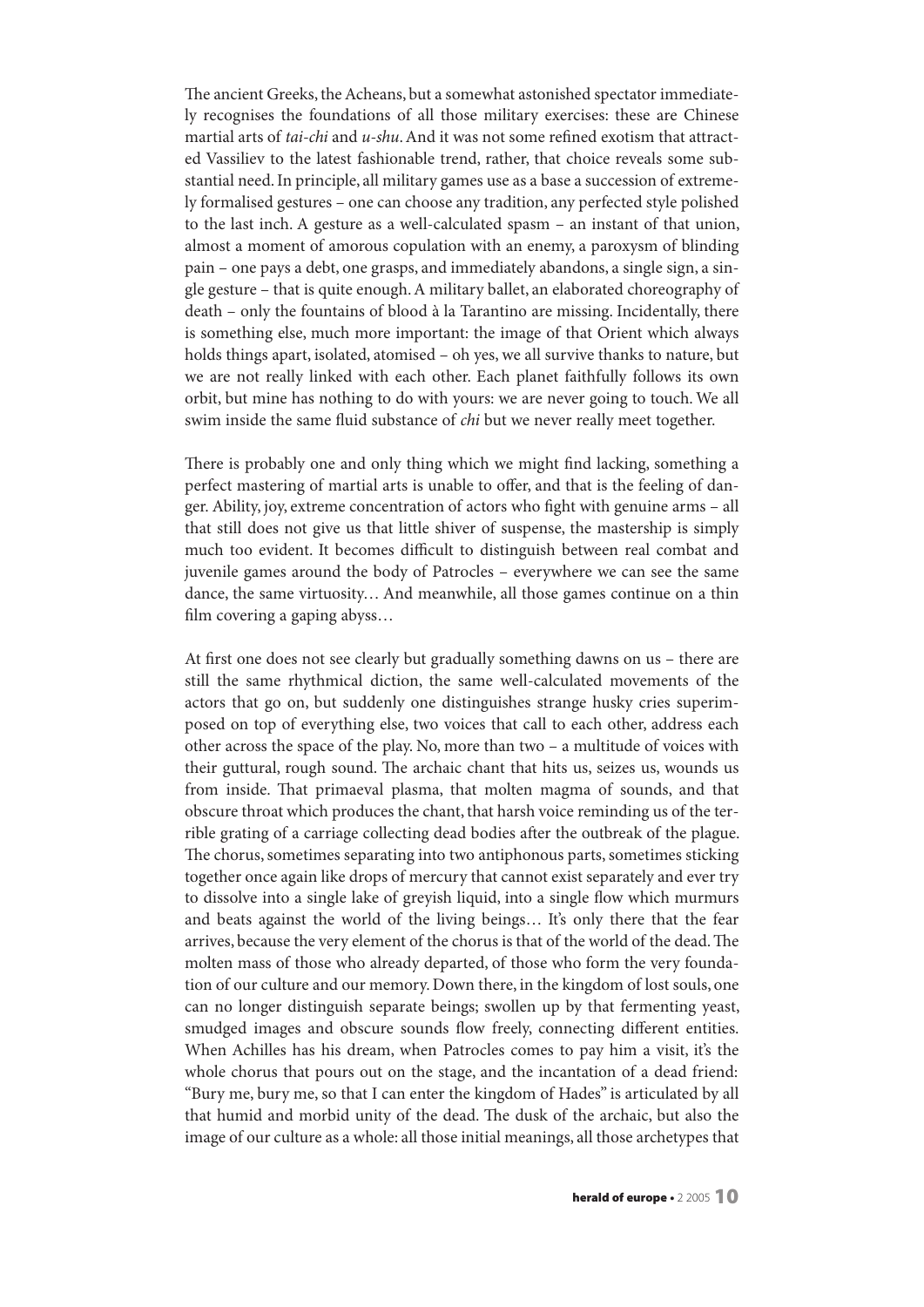The ancient Greeks, the Acheans, but a somewhat astonished spectator immediately recognises the foundations of all those military exercises: these are Chinese martial arts of *tai-chi* and *u-shu*. And it was not some refined exotism that attracted Vassiliev to the latest fashionable trend, rather, that choice reveals some substantial need. In principle, all military games use as a base a succession of extremely formalised gestures – one can choose any tradition, any perfected style polished to the last inch. A gesture as a well-calculated spasm – an instant of that union, almost a moment of amorous copulation with an enemy, a paroxysm of blinding pain – one pays a debt, one grasps, and immediately abandons, a single sign, a single gesture – that is quite enough. A military ballet, an elaborated choreography of death – only the fountains of blood à la Tarantino are missing. Incidentally, there is something else, much more important: the image of that Orient which always holds things apart, isolated, atomised – oh yes, we all survive thanks to nature, but we are not really linked with each other. Each planet faithfully follows its own orbit, but mine has nothing to do with yours: we are never going to touch. We all swim inside the same fluid substance of *chi* but we never really meet together.

There is probably one and only thing which we might find lacking, something a perfect mastering of martial arts is unable to offer, and that is the feeling of danger. Ability, joy, extreme concentration of actors who fight with genuine arms – all that still does not give us that little shiver of suspense, the mastership is simply much too evident. It becomes difficult to distinguish between real combat and juvenile games around the body of Patrocles – everywhere we can see the same dance, the same virtuosity… And meanwhile, all those games continue on a thin film covering a gaping abyss…

At first one does not see clearly but gradually something dawns on us – there are still the same rhythmical diction, the same well-calculated movements of the actors that go on, but suddenly one distinguishes strange husky cries superimposed on top of everything else, two voices that call to each other, address each other across the space of the play. No, more than two – a multitude of voices with their guttural, rough sound. The archaic chant that hits us, seizes us, wounds us from inside. That primaeval plasma, that molten magma of sounds, and that obscure throat which produces the chant, that harsh voice reminding us of the terrible grating of a carriage collecting dead bodies after the outbreak of the plague. The chorus, sometimes separating into two antiphonous parts, sometimes sticking together once again like drops of mercury that cannot exist separately and ever try to dissolve into a single lake of greyish liquid, into a single flow which murmurs and beats against the world of the living beings… It's only there that the fear arrives, because the very element of the chorus is that of the world of the dead. The molten mass of those who already departed, of those who form the very foundation of our culture and our memory. Down there, in the kingdom of lost souls, one can no longer distinguish separate beings; swollen up by that fermenting yeast, smudged images and obscure sounds flow freely, connecting different entities. When Achilles has his dream, when Patrocles comes to pay him a visit, it's the whole chorus that pours out on the stage, and the incantation of a dead friend: "Bury me, bury me, so that I can enter the kingdom of Hades" is articulated by all that humid and morbid unity of the dead. The dusk of the archaic, but also the image of our culture as a whole: all those initial meanings, all those archetypes that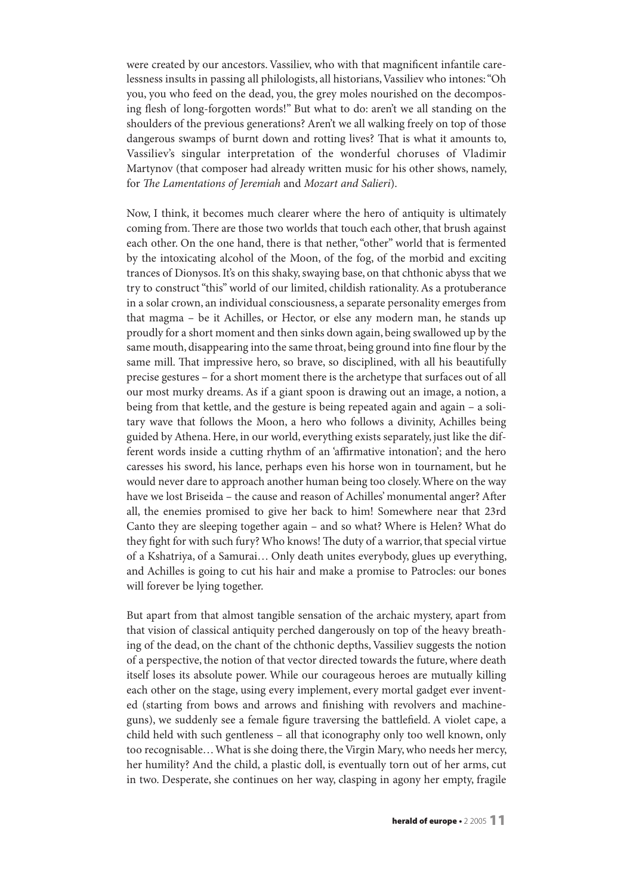were created by our ancestors. Vassiliev, who with that magnificent infantile carelessness insults in passing all philologists, all historians, Vassiliev who intones: "Oh you, you who feed on the dead, you, the grey moles nourished on the decomposing flesh of long-forgotten words!" But what to do: aren't we all standing on the shoulders of the previous generations? Aren't we all walking freely on top of those dangerous swamps of burnt down and rotting lives? That is what it amounts to, Vassiliev's singular interpretation of the wonderful choruses of Vladimir Martynov (that composer had already written music for his other shows, namely, for *The Lamentations of Jeremiah* and *Mozart and Salieri*).

Now, I think, it becomes much clearer where the hero of antiquity is ultimately coming from. There are those two worlds that touch each other, that brush against each other. On the one hand, there is that nether, "other" world that is fermented by the intoxicating alcohol of the Moon, of the fog, of the morbid and exciting trances of Dionysos. It's on this shaky, swaying base, on that chthonic abyss that we try to construct "this" world of our limited, childish rationality. As a protuberance in a solar crown, an individual consciousness, a separate personality emerges from that magma – be it Achilles, or Hector, or else any modern man, he stands up proudly for a short moment and then sinks down again, being swallowed up by the same mouth, disappearing into the same throat, being ground into fine flour by the same mill. That impressive hero, so brave, so disciplined, with all his beautifully precise gestures – for a short moment there is the archetype that surfaces out of all our most murky dreams. As if a giant spoon is drawing out an image, a notion, a being from that kettle, and the gesture is being repeated again and again – a solitary wave that follows the Moon, a hero who follows a divinity, Achilles being guided by Athena. Here, in our world, everything exists separately, just like the different words inside a cutting rhythm of an 'affirmative intonation'; and the hero caresses his sword, his lance, perhaps even his horse won in tournament, but he would never dare to approach another human being too closely. Where on the way have we lost Briseida – the cause and reason of Achilles' monumental anger? After all, the enemies promised to give her back to him! Somewhere near that 23rd Canto they are sleeping together again – and so what? Where is Helen? What do they fight for with such fury? Who knows! The duty of a warrior, that special virtue of a Kshatriya, of a Samurai… Only death unites everybody, glues up everything, and Achilles is going to cut his hair and make a promise to Patrocles: our bones will forever be lying together.

But apart from that almost tangible sensation of the archaic mystery, apart from that vision of classical antiquity perched dangerously on top of the heavy breathing of the dead, on the chant of the chthonic depths, Vassiliev suggests the notion of a perspective, the notion of that vector directed towards the future, where death itself loses its absolute power. While our courageous heroes are mutually killing each other on the stage, using every implement, every mortal gadget ever invented (starting from bows and arrows and finishing with revolvers and machineguns), we suddenly see a female figure traversing the battlefield. A violet cape, a child held with such gentleness – all that iconography only too well known, only too recognisable… What is she doing there, the Virgin Mary, who needs her mercy, her humility? And the child, a plastic doll, is eventually torn out of her arms, cut in two. Desperate, she continues on her way, clasping in agony her empty, fragile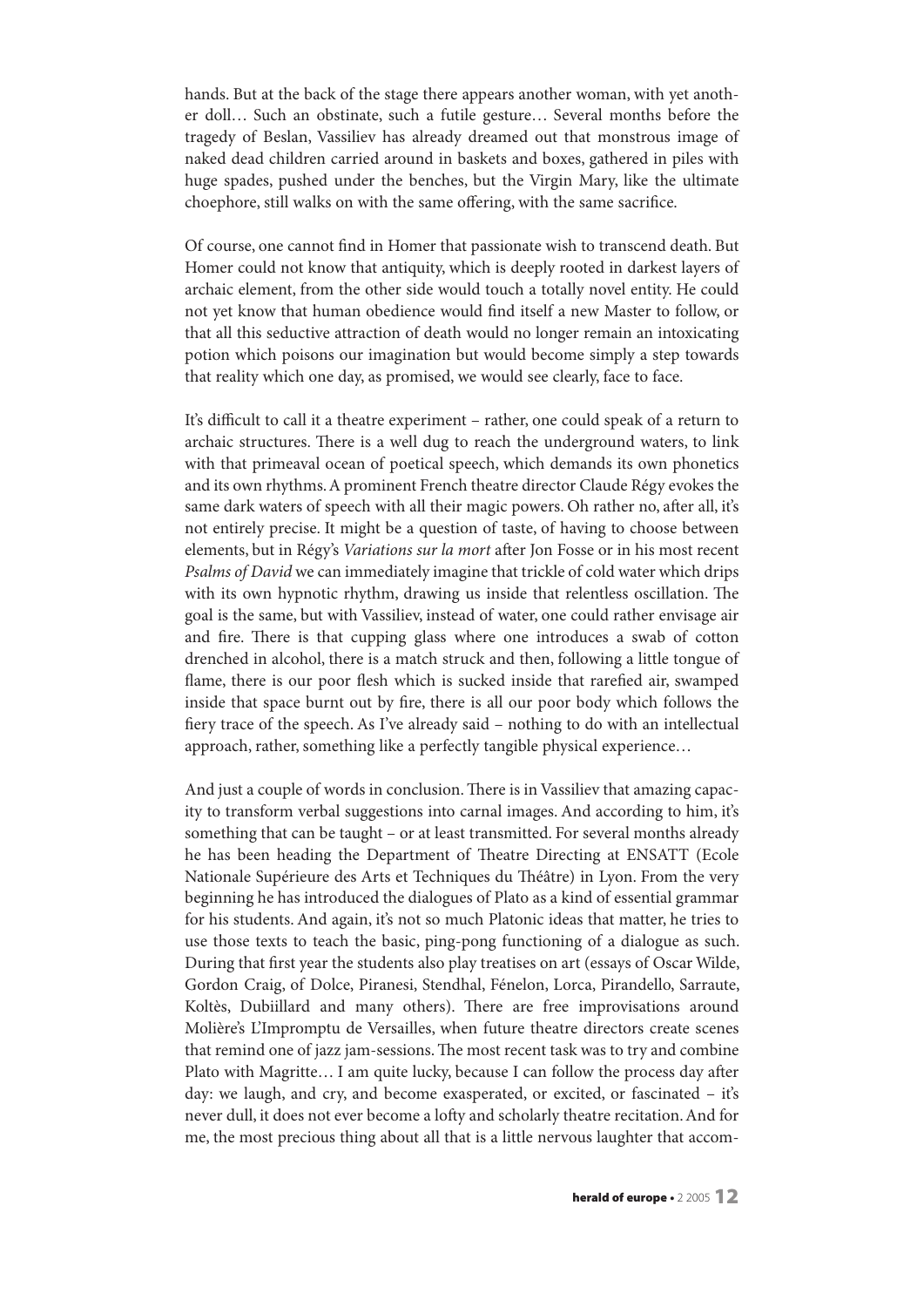hands. But at the back of the stage there appears another woman, with yet another doll… Such an obstinate, such a futile gesture… Several months before the tragedy of Beslan, Vassiliev has already dreamed out that monstrous image of naked dead children carried around in baskets and boxes, gathered in piles with huge spades, pushed under the benches, but the Virgin Mary, like the ultimate choephore, still walks on with the same offering, with the same sacrifice.

Of course, one cannot find in Homer that passionate wish to transcend death. But Homer could not know that antiquity, which is deeply rooted in darkest layers of archaic element, from the other side would touch a totally novel entity. He could not yet know that human obedience would find itself a new Master to follow, or that all this seductive attraction of death would no longer remain an intoxicating potion which poisons our imagination but would become simply a step towards that reality which one day, as promised, we would see clearly, face to face.

It's difficult to call it a theatre experiment – rather, one could speak of a return to archaic structures. There is a well dug to reach the underground waters, to link with that primeaval ocean of poetical speech, which demands its own phonetics and its own rhythms. A prominent French theatre director Claude Régy evokes the same dark waters of speech with all their magic powers. Oh rather no, after all, it's not entirely precise. It might be a question of taste, of having to choose between elements, but in Régy's *Variations sur la mort* after Jon Fosse or in his most recent *Psalms of David* we can immediately imagine that trickle of cold water which drips with its own hypnotic rhythm, drawing us inside that relentless oscillation. The goal is the same, but with Vassiliev, instead of water, one could rather envisage air and fire. There is that cupping glass where one introduces a swab of cotton drenched in alcohol, there is a match struck and then, following a little tongue of flame, there is our poor flesh which is sucked inside that rarefied air, swamped inside that space burnt out by fire, there is all our poor body which follows the fiery trace of the speech. As I've already said – nothing to do with an intellectual approach, rather, something like a perfectly tangible physical experience…

And just a couple of words in conclusion. There is in Vassiliev that amazing capacity to transform verbal suggestions into carnal images. And according to him, it's something that can be taught – or at least transmitted. For several months already he has been heading the Department of Theatre Directing at ENSATT (Ecole Nationale Supérieure des Arts et Techniques du Théâtre) in Lyon. From the very beginning he has introduced the dialogues of Plato as a kind of essential grammar for his students. And again, it's not so much Platonic ideas that matter, he tries to use those texts to teach the basic, ping-pong functioning of a dialogue as such. During that first year the students also play treatises on art (essays of Oscar Wilde, Gordon Craig, of Dolce, Piranesi, Stendhal, Fénelon, Lorca, Pirandello, Sarraute, Koltès, Dubiillard and many others). There are free improvisations around Molière's L'Impromptu de Versailles, when future theatre directors create scenes that remind one of jazz jam-sessions. The most recent task was to try and combine Plato with Magritte… I am quite lucky, because I can follow the process day after day: we laugh, and cry, and become exasperated, or excited, or fascinated – it's never dull, it does not ever become a lofty and scholarly theatre recitation. And for me, the most precious thing about all that is a little nervous laughter that accom-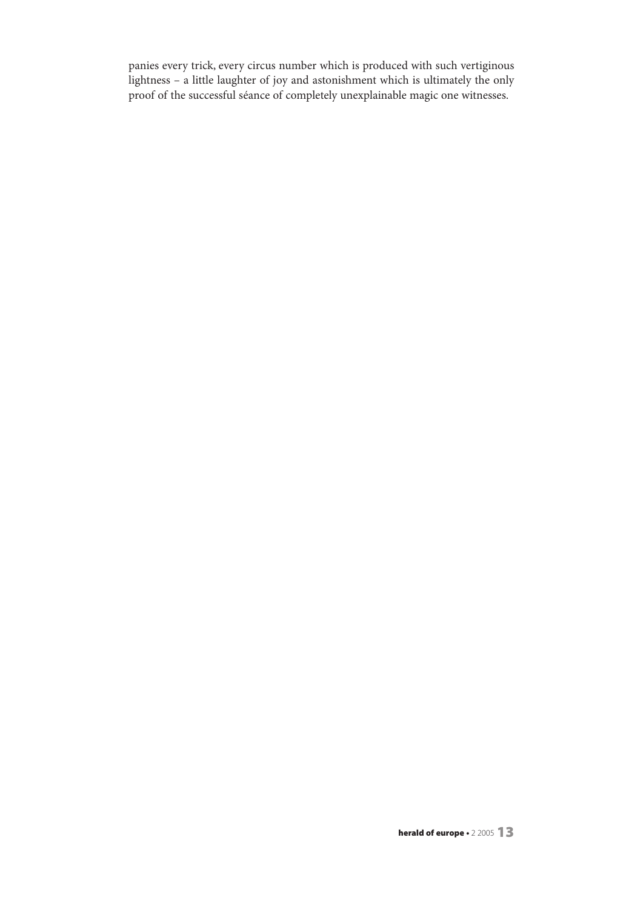panies every trick, every circus number which is produced with such vertiginous lightness – a little laughter of joy and astonishment which is ultimately the only proof of the successful séance of completely unexplainable magic one witnesses.